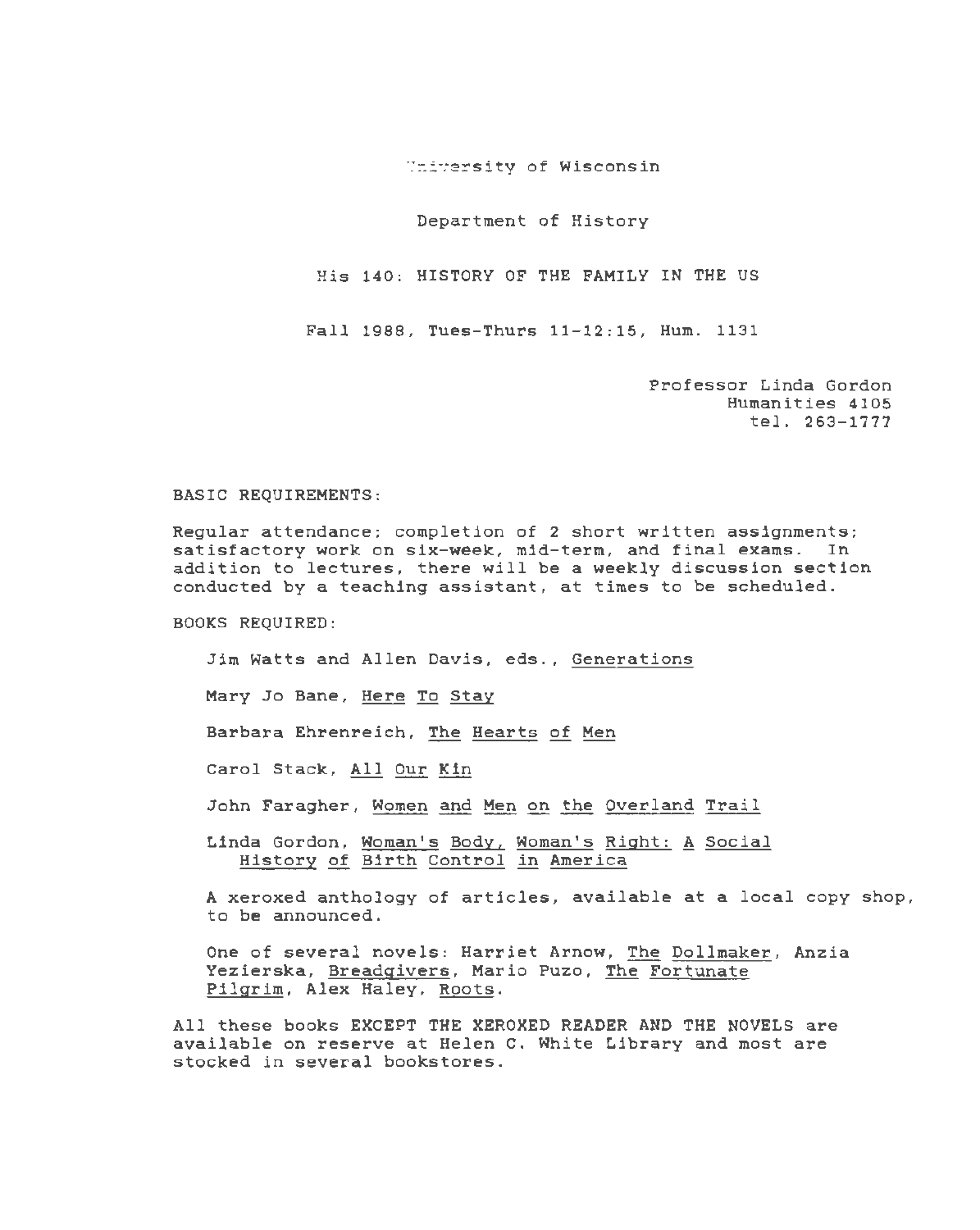University of Wisconsin

Department of History

His 140: HISTORY OF THE FAMILY IN THE US

Fall 1988, Tues-Thurs 11-12:15, Hum. 1131

Professor Linda Gordon
Humanities 4105
tel. 263-1777

BASIC REQUIREMENTS:

Regular attendance; completion of 2 short written assignments; satisfactory work on six-week, mid-term, and final exams. In addition to lectures, there will be a weekly discussion section conducted by a teaching assistant, at times to be scheduled.

BOOKS REQUIRED:

Jim Watts and Allen Davis, eds., Generations

Mary Jo Bane, Here To Stay

Barbara Ehrenreich, The Hearts of Men

Carol Stack, All Our Kin

John Faragher, Women and Men on the Overland Trail

Linda Gordon, Woman's Body, Woman's Right: A Social History of Birth Control in America

A xeroxed anthology of articles, available at a local copy shop, to be announced.

One of several novels: Harriet Arnow, The Dollmaker, Anzia Yezierska, Breadgivers, Mario Puzo, The Fortunate Pilgrim, Alex Haley, Roots.

All these books EXCEPT THE XEROXED READER AND THE NOVELS are available on reserve at Helen C. White Library and most are stocked in several bookstores.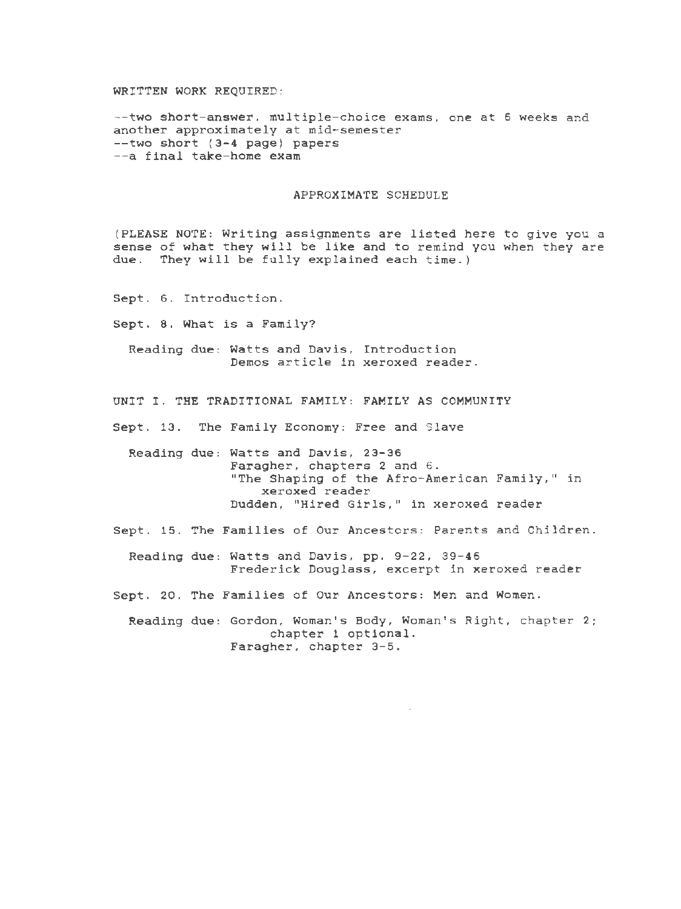WRITTEN WORK REQUIRED:

- --two short-answer, multiple-choice exams, one at 6 weeks and another approximately at mid-semester
- --two short (3-4 page) papers
- --a final take-home exam

## APPROXIMATE SCHEDULE

(PLEASE NOTE: Writing assignments are listed here to give you a sense of what they will be like and to remind you when they are due. They will be fully explained each time.)

Sept. 6. Introduction.

Sept. 8. What is a Family?

Reading due: Watts and Davis, Introduction
Demos article in xeroxed reader.

## UNIT I. THE TRADITIONAL FAMILY: FAMILY AS COMMUNITY

Sept. 13. The Family Economy: Free and Slave

Reading due: Watts and Davis, 23-36
Faragher, chapters 2 and 6.
"The Shaping of the Afro-American Family," in xeroxed reader
Dudden, "Hired Girls," in xeroxed reader

Sept. 15. The Families of Our Ancestors: Parents and Children.

Reading due: Watts and Davis, pp. 9-22, 39-46
Frederick Douglass, excerpt in xeroxed reader

Sept. 20. The Families of Our Ancestors: Men and Women.

Reading due: Gordon, Woman's Body, Woman's Right, chapter 2; chapter 1 optional.
Faragher, chapter 3-5.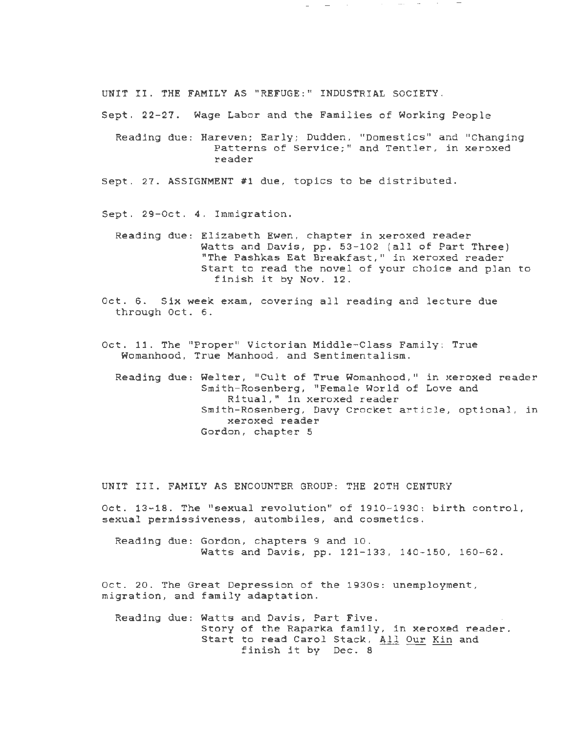## UNIT II. THE FAMILY AS "REFUGE:" INDUSTRIAL SOCIETY.

Sept. 22-27. Wage Labor and the Families of Working People

Reading due: Hareven; Early; Dudden, "Domestics" and "Changing Patterns of Service;" and Tentler, in xeroxed reader

Sept. 27. ASSIGNMENT #1 due, topics to be distributed.

Sept. 29-Oct. 4. Immigration.

Reading due: Elizabeth Ewen, chapter in xeroxed reader
Watts and Davis, pp. 53-102 (all of Part Three)
"The Pashkas Eat Breakfast," in xeroxed reader
Start to read the novel of your choice and plan to finish it by Nov. 12.

Oct. 6. Six week exam, covering all reading and lecture due through Oct. 6.

Oct. 11. The "Proper" Victorian Middle-Class Family: True Womanhood, True Manhood, and Sentimentalism.

Reading due: Welter, "Cult of True Womanhood," in xeroxed reader
Smith-Rosenberg, "Female World of Love and Ritual," in xeroxed reader
Smith-Rosenberg, Davy Crocket article, optional, in xeroxed reader
Gordon, chapter 5

## UNIT III. FAMILY AS ENCOUNTER GROUP: THE 20TH CENTURY

Oct. 13-18. The "sexual revolution" of 1910-1930: birth control, sexual permissiveness, autombiles, and cosmetics.

Reading due: Gordon, chapters 9 and 10.
Watts and Davis, pp. 121-133, 140-150, 160-62.

Oct. 20. The Great Depression of the 1930s: unemployment, migration, and family adaptation.

Reading due: Watts and Davis, Part Five.
Story of the Raparka family, in xeroxed reader.
Start to read Carol Stack, _All Our Kin_ and finish it by Dec. 8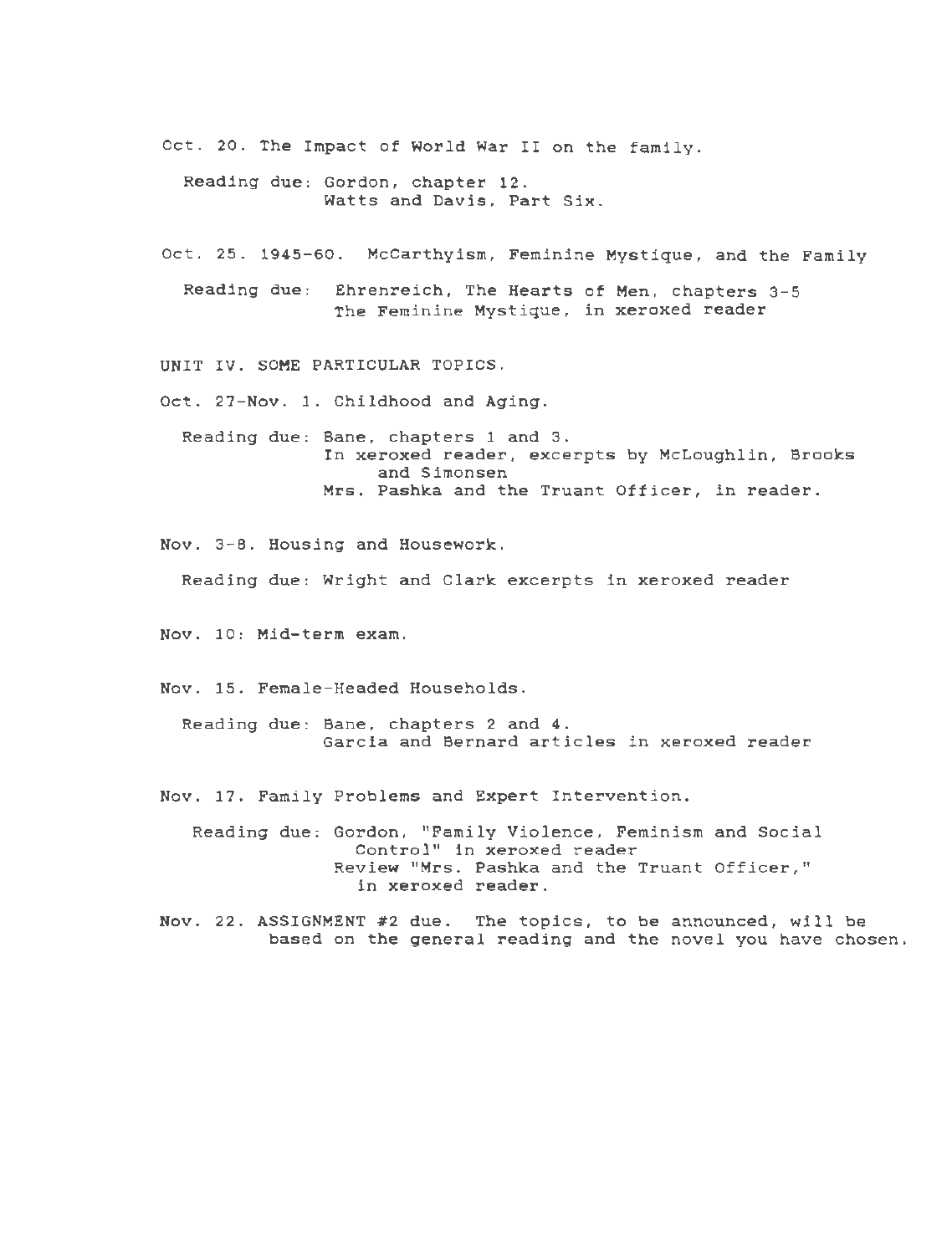Oct. 20. The Impact of World War II on the family.

Reading due: Gordon, chapter 12.
Watts and Davis, Part Six.

Oct. 25. 1945-60. McCarthyism, Feminine Mystique, and the Family

Reading due: Ehrenreich, The Hearts of Men, chapters 3-5
The Feminine Mystique, in xeroxed reader

UNIT IV. SOME PARTICULAR TOPICS.

Oct. 27-Nov. 1. Childhood and Aging.

Reading due: Bane, chapters 1 and 3.
In xeroxed reader, excerpts by McLoughlin, Brooks and Simonsen
Mrs. Pashka and the Truant Officer, in reader.

Nov. 3-8. Housing and Housework.

Reading due: Wright and Clark excerpts in xeroxed reader

Nov. 10: Mid-term exam.

Nov. 15. Female-Headed Households.

Reading due: Bane, chapters 2 and 4.
Garcia and Bernard articles in xeroxed reader

Nov. 17. Family Problems and Expert Intervention.

Reading due: Gordon, "Family Violence, Feminism and Social Control" in xeroxed reader
Review "Mrs. Pashka and the Truant Officer," in xeroxed reader.

Nov. 22. ASSIGNMENT #2 due. The topics, to be announced, will be based on the general reading and the novel you have chosen.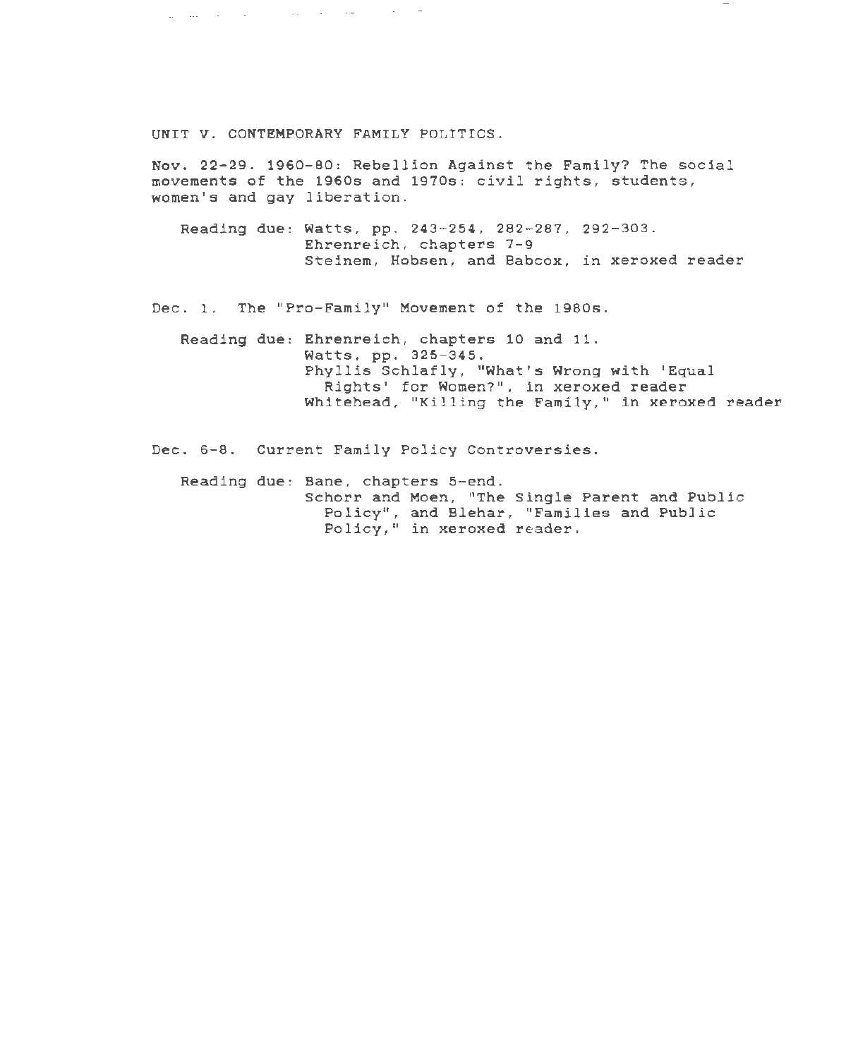UNIT V. CONTEMPORARY FAMILY POLITICS.

Nov. 22-29. 1960-80: Rebellion Against the Family? The social movements of the 1960s and 1970s: civil rights, students, women's and gay liberation.

Reading due: Watts, pp. 243-254, 282-287, 292-303.
Ehrenreich, chapters 7-9
Steinem, Hobsen, and Babcox, in xeroxed reader

Dec. 1. The "Pro-Family" Movement of the 1980s.

Reading due: Ehrenreich, chapters 10 and 11.
Watts, pp. 325-345.
Phyllis Schlafly, "What's Wrong with 'Equal Rights' for Women?", in xeroxed reader
Whitehead, "Killing the Family," in xeroxed reader

Dec. 6-8. Current Family Policy Controversies.

Reading due: Bane, chapters 5-end.
Schorr and Moen, "The Single Parent and Public Policy", and Blehar, "Families and Public Policy," in xeroxed reader.